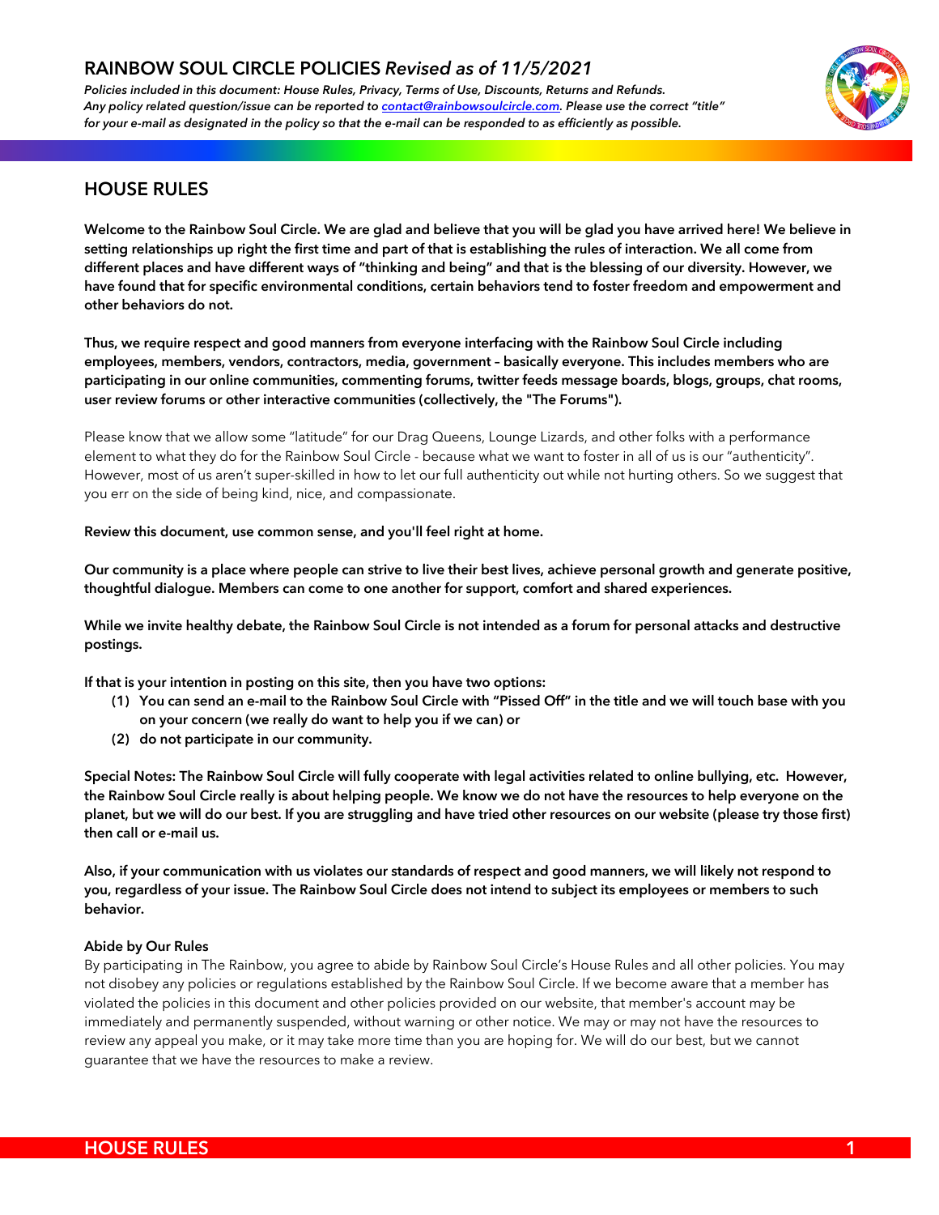# RAINBOW SOUL CIRCLE POLICIES *Revised as of 11/5/2021*

***Policies included in this document: House Rules, Privacy, Terms of Use, Discounts, Returns and Refunds. Any policy related question/issue can be reported to contact@rainbowsoulcircle.com. Please use the correct "title" for your e-mail as designated in the policy so that the e-mail can be responded to as efficiently as possible.***

## HOUSE RULES

**Welcome to the Rainbow Soul Circle. We are glad and believe that you will be glad you have arrived here! We believe in setting relationships up right the first time and part of that is establishing the rules of interaction. We all come from different places and have different ways of "thinking and being" and that is the blessing of our diversity. However, we have found that for specific environmental conditions, certain behaviors tend to foster freedom and empowerment and other behaviors do not.**

**Thus, we require respect and good manners from everyone interfacing with the Rainbow Soul Circle including employees, members, vendors, contractors, media, government – basically everyone. This includes members who are participating in our online communities, commenting forums, twitter feeds message boards, blogs, groups, chat rooms, user review forums or other interactive communities (collectively, the "The Forums").**

Please know that we allow some "latitude" for our Drag Queens, Lounge Lizards, and other folks with a performance element to what they do for the Rainbow Soul Circle - because what we want to foster in all of us is our "authenticity". However, most of us aren't super-skilled in how to let our full authenticity out while not hurting others. So we suggest that you err on the side of being kind, nice, and compassionate.

**Review this document, use common sense, and you'll feel right at home.**

**Our community is a place where people can strive to live their best lives, achieve personal growth and generate positive, thoughtful dialogue. Members can come to one another for support, comfort and shared experiences.**

**While we invite healthy debate, the Rainbow Soul Circle is not intended as a forum for personal attacks and destructive postings.**

**If that is your intention in posting on this site, then you have two options:**

1. **You can send an e-mail to the Rainbow Soul Circle with "Pissed Off" in the title and we will touch base with you on your concern (we really do want to help you if we can) or**
2. **do not participate in our community.**

**Special Notes: The Rainbow Soul Circle will fully cooperate with legal activities related to online bullying, etc. However, the Rainbow Soul Circle really is about helping people. We know we do not have the resources to help everyone on the planet, but we will do our best. If you are struggling and have tried other resources on our website (please try those first) then call or e-mail us.**

**Also, if your communication with us violates our standards of respect and good manners, we will likely not respond to you, regardless of your issue. The Rainbow Soul Circle does not intend to subject its employees or members to such behavior.**

#### Abide by Our Rules

By participating in The Rainbow, you agree to abide by Rainbow Soul Circle's House Rules and all other policies. You may not disobey any policies or regulations established by the Rainbow Soul Circle. If we become aware that a member has violated the policies in this document and other policies provided on our website, that member's account may be immediately and permanently suspended, without warning or other notice. We may or may not have the resources to review any appeal you make, or it may take more time than you are hoping for. We will do our best, but we cannot guarantee that we have the resources to make a review.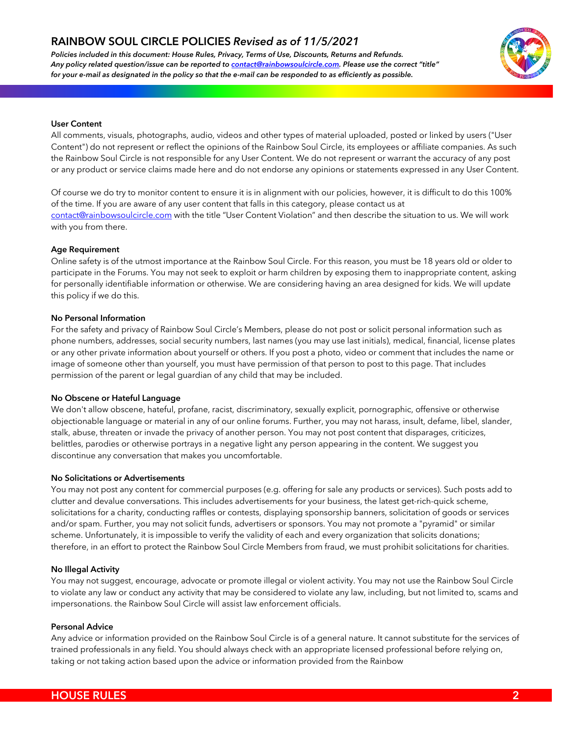### User Content

All comments, visuals, photographs, audio, videos and other types of material uploaded, posted or linked by users ("User Content") do not represent or reflect the opinions of the Rainbow Soul Circle, its employees or affiliate companies. As such the Rainbow Soul Circle is not responsible for any User Content. We do not represent or warrant the accuracy of any post or any product or service claims made here and do not endorse any opinions or statements expressed in any User Content.

Of course we do try to monitor content to ensure it is in alignment with our policies, however, it is difficult to do this 100% of the time. If you are aware of any user content that falls in this category, please contact us at contact@rainbowsoulcircle.com with the title "User Content Violation" and then describe the situation to us. We will work with you from there.

### Age Requirement

Online safety is of the utmost importance at the Rainbow Soul Circle. For this reason, you must be 18 years old or older to participate in the Forums. You may not seek to exploit or harm children by exposing them to inappropriate content, asking for personally identifiable information or otherwise. We are considering having an area designed for kids. We will update this policy if we do this.

### No Personal Information

For the safety and privacy of Rainbow Soul Circle's Members, please do not post or solicit personal information such as phone numbers, addresses, social security numbers, last names (you may use last initials), medical, financial, license plates or any other private information about yourself or others. If you post a photo, video or comment that includes the name or image of someone other than yourself, you must have permission of that person to post to this page. That includes permission of the parent or legal guardian of any child that may be included.

### No Obscene or Hateful Language

We don't allow obscene, hateful, profane, racist, discriminatory, sexually explicit, pornographic, offensive or otherwise objectionable language or material in any of our online forums. Further, you may not harass, insult, defame, libel, slander, stalk, abuse, threaten or invade the privacy of another person. You may not post content that disparages, criticizes, belittles, parodies or otherwise portrays in a negative light any person appearing in the content. We suggest you discontinue any conversation that makes you uncomfortable.

### No Solicitations or Advertisements

You may not post any content for commercial purposes (e.g. offering for sale any products or services). Such posts add to clutter and devalue conversations. This includes advertisements for your business, the latest get-rich-quick scheme, solicitations for a charity, conducting raffles or contests, displaying sponsorship banners, solicitation of goods or services and/or spam. Further, you may not solicit funds, advertisers or sponsors. You may not promote a "pyramid" or similar scheme. Unfortunately, it is impossible to verify the validity of each and every organization that solicits donations; therefore, in an effort to protect the Rainbow Soul Circle Members from fraud, we must prohibit solicitations for charities.

### No Illegal Activity

You may not suggest, encourage, advocate or promote illegal or violent activity. You may not use the Rainbow Soul Circle to violate any law or conduct any activity that may be considered to violate any law, including, but not limited to, scams and impersonations. the Rainbow Soul Circle will assist law enforcement officials.

### Personal Advice

Any advice or information provided on the Rainbow Soul Circle is of a general nature. It cannot substitute for the services of trained professionals in any field. You should always check with an appropriate licensed professional before relying on, taking or not taking action based upon the advice or information provided from the Rainbow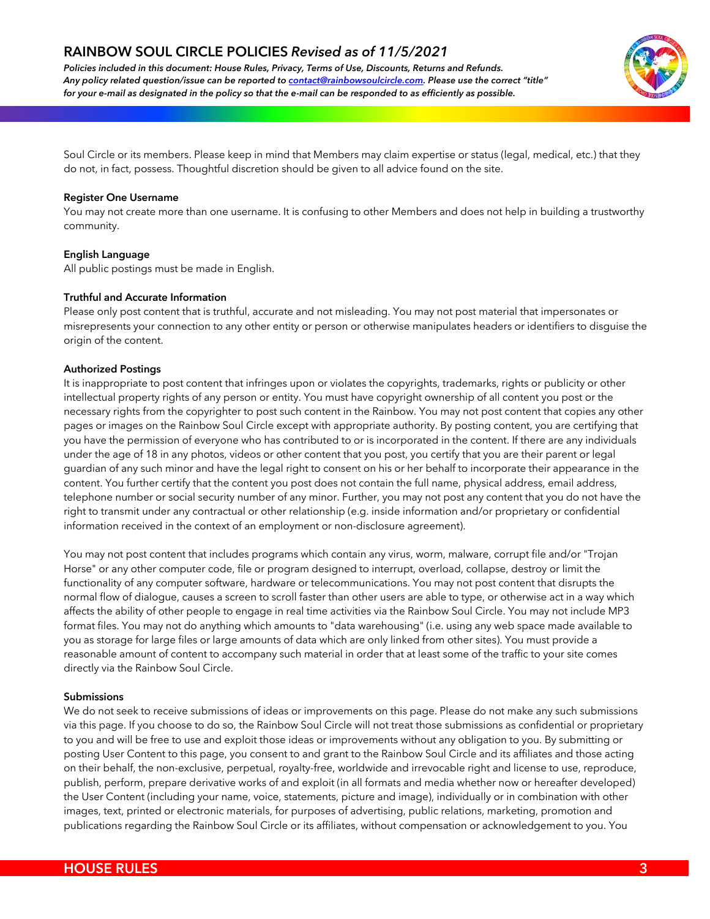Soul Circle or its members. Please keep in mind that Members may claim expertise or status (legal, medical, etc.) that they do not, in fact, possess. Thoughtful discretion should be given to all advice found on the site.

**Register One Username**

You may not create more than one username. It is confusing to other Members and does not help in building a trustworthy community.

**English Language**

All public postings must be made in English.

**Truthful and Accurate Information**

Please only post content that is truthful, accurate and not misleading. You may not post material that impersonates or misrepresents your connection to any other entity or person or otherwise manipulates headers or identifiers to disguise the origin of the content.

**Authorized Postings**

It is inappropriate to post content that infringes upon or violates the copyrights, trademarks, rights or publicity or other intellectual property rights of any person or entity. You must have copyright ownership of all content you post or the necessary rights from the copyrighter to post such content in the Rainbow. You may not post content that copies any other pages or images on the Rainbow Soul Circle except with appropriate authority. By posting content, you are certifying that you have the permission of everyone who has contributed to or is incorporated in the content. If there are any individuals under the age of 18 in any photos, videos or other content that you post, you certify that you are their parent or legal guardian of any such minor and have the legal right to consent on his or her behalf to incorporate their appearance in the content. You further certify that the content you post does not contain the full name, physical address, email address, telephone number or social security number of any minor. Further, you may not post any content that you do not have the right to transmit under any contractual or other relationship (e.g. inside information and/or proprietary or confidential information received in the context of an employment or non-disclosure agreement).

You may not post content that includes programs which contain any virus, worm, malware, corrupt file and/or "Trojan Horse" or any other computer code, file or program designed to interrupt, overload, collapse, destroy or limit the functionality of any computer software, hardware or telecommunications. You may not post content that disrupts the normal flow of dialogue, causes a screen to scroll faster than other users are able to type, or otherwise act in a way which affects the ability of other people to engage in real time activities via the Rainbow Soul Circle. You may not include MP3 format files. You may not do anything which amounts to "data warehousing" (i.e. using any web space made available to you as storage for large files or large amounts of data which are only linked from other sites). You must provide a reasonable amount of content to accompany such material in order that at least some of the traffic to your site comes directly via the Rainbow Soul Circle.

**Submissions**

We do not seek to receive submissions of ideas or improvements on this page. Please do not make any such submissions via this page. If you choose to do so, the Rainbow Soul Circle will not treat those submissions as confidential or proprietary to you and will be free to use and exploit those ideas or improvements without any obligation to you. By submitting or posting User Content to this page, you consent to and grant to the Rainbow Soul Circle and its affiliates and those acting on their behalf, the non-exclusive, perpetual, royalty-free, worldwide and irrevocable right and license to use, reproduce, publish, perform, prepare derivative works of and exploit (in all formats and media whether now or hereafter developed) the User Content (including your name, voice, statements, picture and image), individually or in combination with other images, text, printed or electronic materials, for purposes of advertising, public relations, marketing, promotion and publications regarding the Rainbow Soul Circle or its affiliates, without compensation or acknowledgement to you. You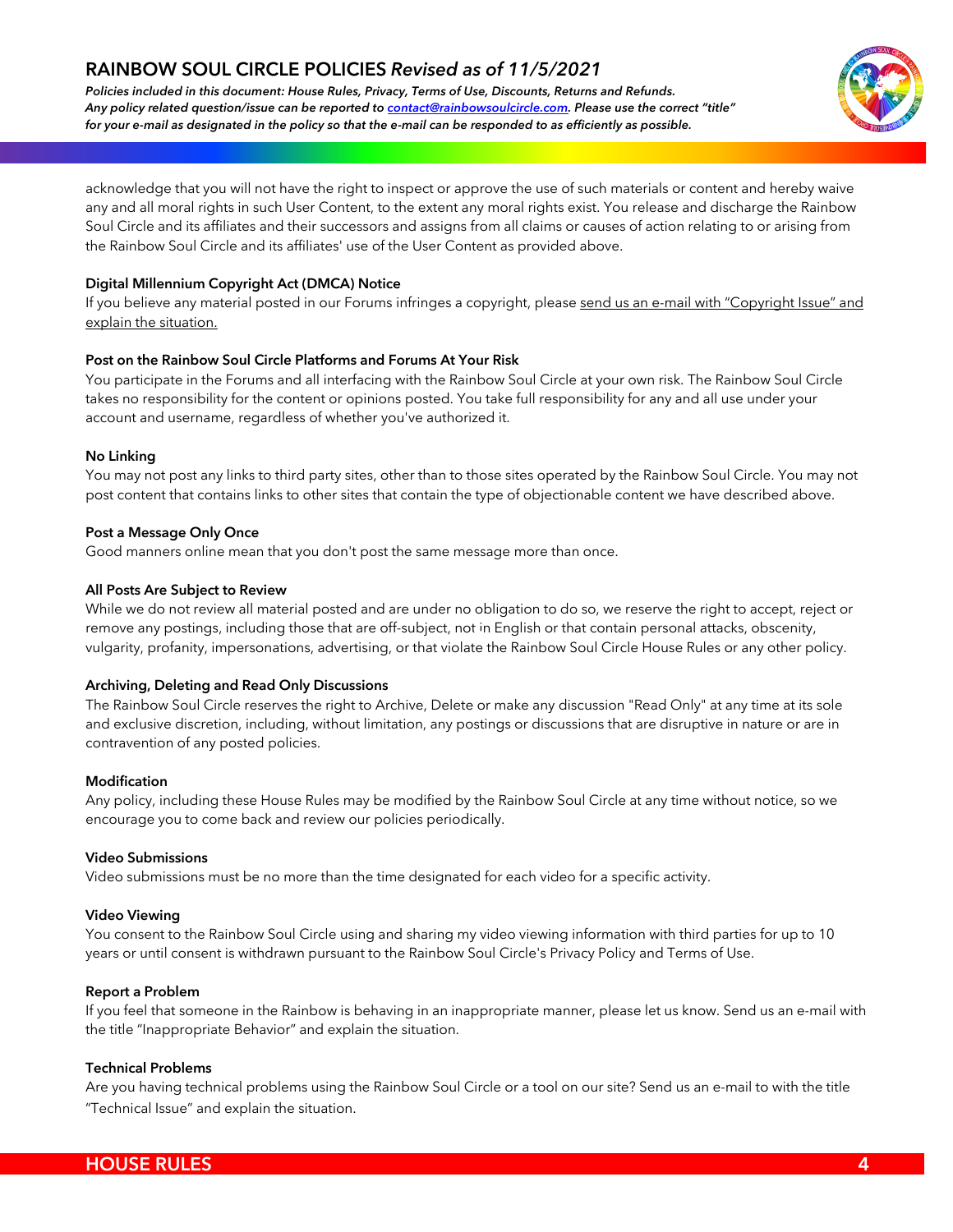acknowledge that you will not have the right to inspect or approve the use of such materials or content and hereby waive any and all moral rights in such User Content, to the extent any moral rights exist. You release and discharge the Rainbow Soul Circle and its affiliates and their successors and assigns from all claims or causes of action relating to or arising from the Rainbow Soul Circle and its affiliates' use of the User Content as provided above.

**Digital Millennium Copyright Act (DMCA) Notice**

If you believe any material posted in our Forums infringes a copyright, please send us an e-mail with "Copyright Issue" and explain the situation.

**Post on the Rainbow Soul Circle Platforms and Forums At Your Risk**

You participate in the Forums and all interfacing with the Rainbow Soul Circle at your own risk. The Rainbow Soul Circle takes no responsibility for the content or opinions posted. You take full responsibility for any and all use under your account and username, regardless of whether you've authorized it.

**No Linking**

You may not post any links to third party sites, other than to those sites operated by the Rainbow Soul Circle. You may not post content that contains links to other sites that contain the type of objectionable content we have described above.

**Post a Message Only Once**

Good manners online mean that you don't post the same message more than once.

**All Posts Are Subject to Review**

While we do not review all material posted and are under no obligation to do so, we reserve the right to accept, reject or remove any postings, including those that are off-subject, not in English or that contain personal attacks, obscenity, vulgarity, profanity, impersonations, advertising, or that violate the Rainbow Soul Circle House Rules or any other policy.

**Archiving, Deleting and Read Only Discussions**

The Rainbow Soul Circle reserves the right to Archive, Delete or make any discussion "Read Only" at any time at its sole and exclusive discretion, including, without limitation, any postings or discussions that are disruptive in nature or are in contravention of any posted policies.

**Modification**

Any policy, including these House Rules may be modified by the Rainbow Soul Circle at any time without notice, so we encourage you to come back and review our policies periodically.

**Video Submissions**

Video submissions must be no more than the time designated for each video for a specific activity.

**Video Viewing**

You consent to the Rainbow Soul Circle using and sharing my video viewing information with third parties for up to 10 years or until consent is withdrawn pursuant to the Rainbow Soul Circle's Privacy Policy and Terms of Use.

**Report a Problem**

If you feel that someone in the Rainbow is behaving in an inappropriate manner, please let us know. Send us an e-mail with the title "Inappropriate Behavior" and explain the situation.

**Technical Problems**

Are you having technical problems using the Rainbow Soul Circle or a tool on our site? Send us an e-mail to with the title "Technical Issue" and explain the situation.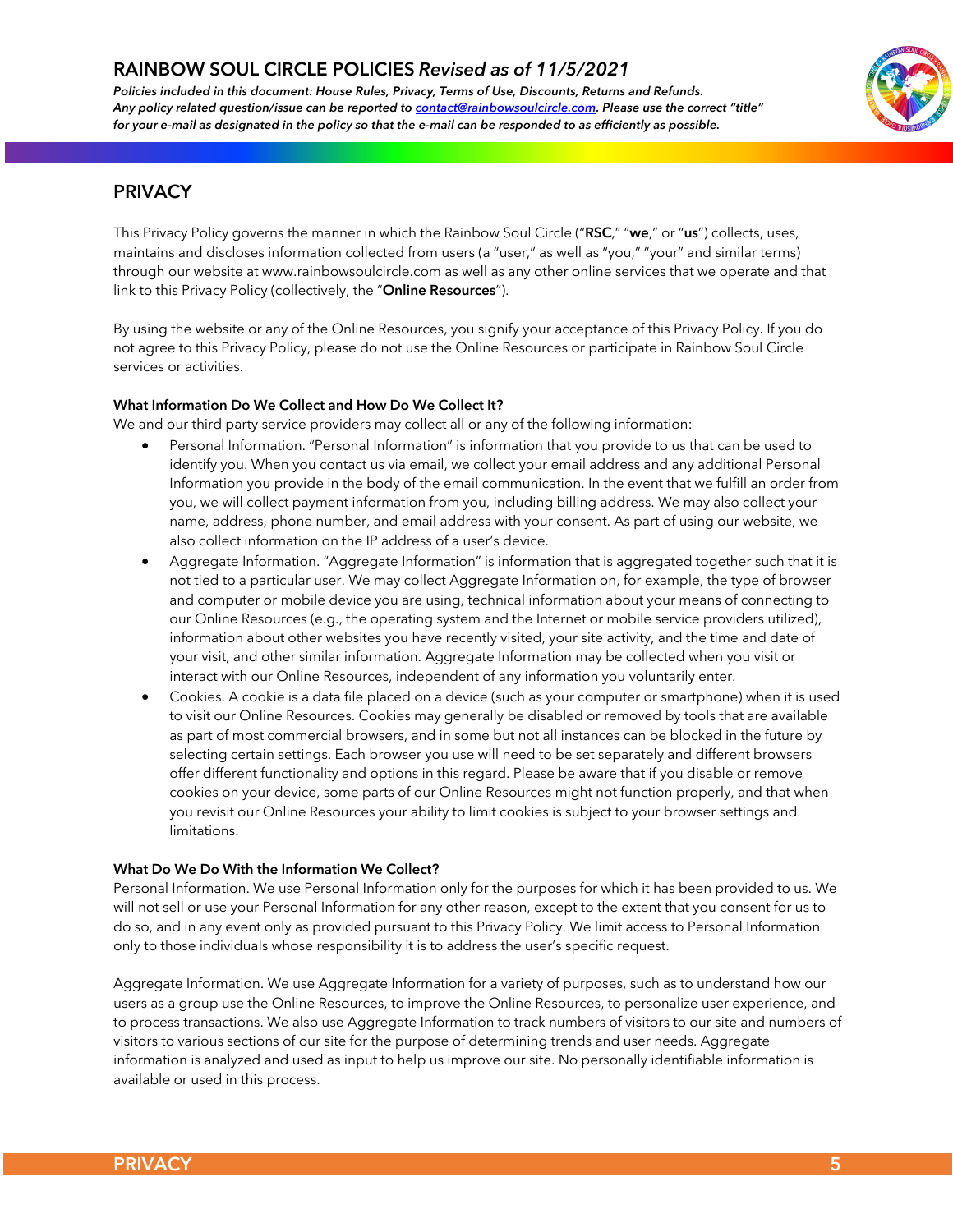## PRIVACY

This Privacy Policy governs the manner in which the Rainbow Soul Circle ("**RSC**," "**we**," or "**us**") collects, uses, maintains and discloses information collected from users (a "user," as well as "you," "your" and similar terms) through our website at www.rainbowsoulcircle.com as well as any other online services that we operate and that link to this Privacy Policy (collectively, the "**Online Resources**").

By using the website or any of the Online Resources, you signify your acceptance of this Privacy Policy. If you do not agree to this Privacy Policy, please do not use the Online Resources or participate in Rainbow Soul Circle services or activities.

**What Information Do We Collect and How Do We Collect It?**

We and our third party service providers may collect all or any of the following information:

- Personal Information. "Personal Information" is information that you provide to us that can be used to identify you. When you contact us via email, we collect your email address and any additional Personal Information you provide in the body of the email communication. In the event that we fulfill an order from you, we will collect payment information from you, including billing address. We may also collect your name, address, phone number, and email address with your consent. As part of using our website, we also collect information on the IP address of a user's device.
- Aggregate Information. "Aggregate Information" is information that is aggregated together such that it is not tied to a particular user. We may collect Aggregate Information on, for example, the type of browser and computer or mobile device you are using, technical information about your means of connecting to our Online Resources (e.g., the operating system and the Internet or mobile service providers utilized), information about other websites you have recently visited, your site activity, and the time and date of your visit, and other similar information. Aggregate Information may be collected when you visit or interact with our Online Resources, independent of any information you voluntarily enter.
- Cookies. A cookie is a data file placed on a device (such as your computer or smartphone) when it is used to visit our Online Resources. Cookies may generally be disabled or removed by tools that are available as part of most commercial browsers, and in some but not all instances can be blocked in the future by selecting certain settings. Each browser you use will need to be set separately and different browsers offer different functionality and options in this regard. Please be aware that if you disable or remove cookies on your device, some parts of our Online Resources might not function properly, and that when you revisit our Online Resources your ability to limit cookies is subject to your browser settings and limitations.

**What Do We Do With the Information We Collect?**

Personal Information. We use Personal Information only for the purposes for which it has been provided to us. We will not sell or use your Personal Information for any other reason, except to the extent that you consent for us to do so, and in any event only as provided pursuant to this Privacy Policy. We limit access to Personal Information only to those individuals whose responsibility it is to address the user's specific request.

Aggregate Information. We use Aggregate Information for a variety of purposes, such as to understand how our users as a group use the Online Resources, to improve the Online Resources, to personalize user experience, and to process transactions. We also use Aggregate Information to track numbers of visitors to our site and numbers of visitors to various sections of our site for the purpose of determining trends and user needs. Aggregate information is analyzed and used as input to help us improve our site. No personally identifiable information is available or used in this process.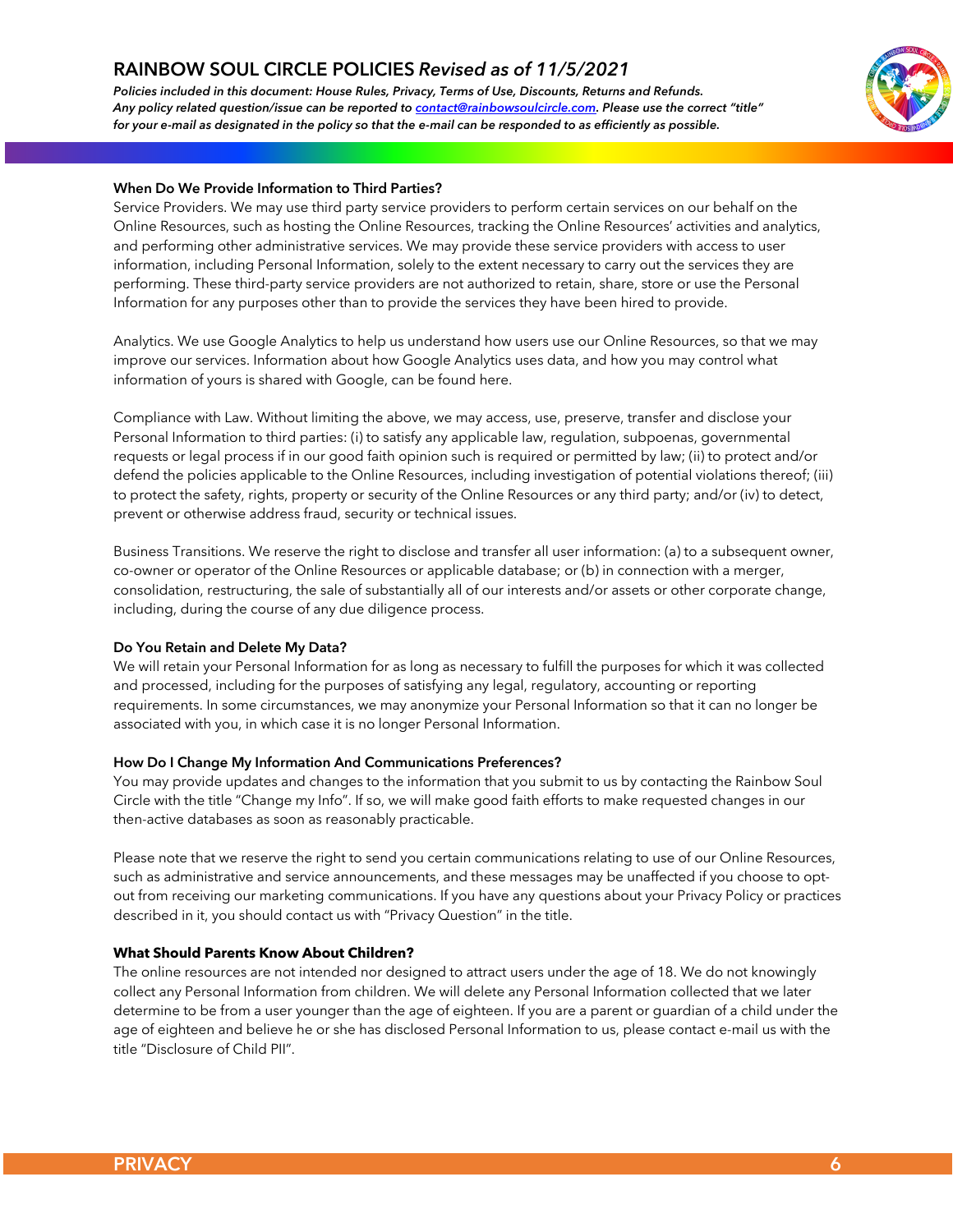### When Do We Provide Information to Third Parties?

Service Providers. We may use third party service providers to perform certain services on our behalf on the Online Resources, such as hosting the Online Resources, tracking the Online Resources' activities and analytics, and performing other administrative services. We may provide these service providers with access to user information, including Personal Information, solely to the extent necessary to carry out the services they are performing. These third-party service providers are not authorized to retain, share, store or use the Personal Information for any purposes other than to provide the services they have been hired to provide.

Analytics. We use Google Analytics to help us understand how users use our Online Resources, so that we may improve our services. Information about how Google Analytics uses data, and how you may control what information of yours is shared with Google, can be found here.

Compliance with Law. Without limiting the above, we may access, use, preserve, transfer and disclose your Personal Information to third parties: (i) to satisfy any applicable law, regulation, subpoenas, governmental requests or legal process if in our good faith opinion such is required or permitted by law; (ii) to protect and/or defend the policies applicable to the Online Resources, including investigation of potential violations thereof; (iii) to protect the safety, rights, property or security of the Online Resources or any third party; and/or (iv) to detect, prevent or otherwise address fraud, security or technical issues.

Business Transitions. We reserve the right to disclose and transfer all user information: (a) to a subsequent owner, co-owner or operator of the Online Resources or applicable database; or (b) in connection with a merger, consolidation, restructuring, the sale of substantially all of our interests and/or assets or other corporate change, including, during the course of any due diligence process.

### Do You Retain and Delete My Data?

We will retain your Personal Information for as long as necessary to fulfill the purposes for which it was collected and processed, including for the purposes of satisfying any legal, regulatory, accounting or reporting requirements. In some circumstances, we may anonymize your Personal Information so that it can no longer be associated with you, in which case it is no longer Personal Information.

### How Do I Change My Information And Communications Preferences?

You may provide updates and changes to the information that you submit to us by contacting the Rainbow Soul Circle with the title "Change my Info". If so, we will make good faith efforts to make requested changes in our then-active databases as soon as reasonably practicable.

Please note that we reserve the right to send you certain communications relating to use of our Online Resources, such as administrative and service announcements, and these messages may be unaffected if you choose to opt-out from receiving our marketing communications. If you have any questions about your Privacy Policy or practices described in it, you should contact us with "Privacy Question" in the title.

### What Should Parents Know About Children?

The online resources are not intended nor designed to attract users under the age of 18. We do not knowingly collect any Personal Information from children. We will delete any Personal Information collected that we later determine to be from a user younger than the age of eighteen. If you are a parent or guardian of a child under the age of eighteen and believe he or she has disclosed Personal Information to us, please contact e-mail us with the title "Disclosure of Child PII".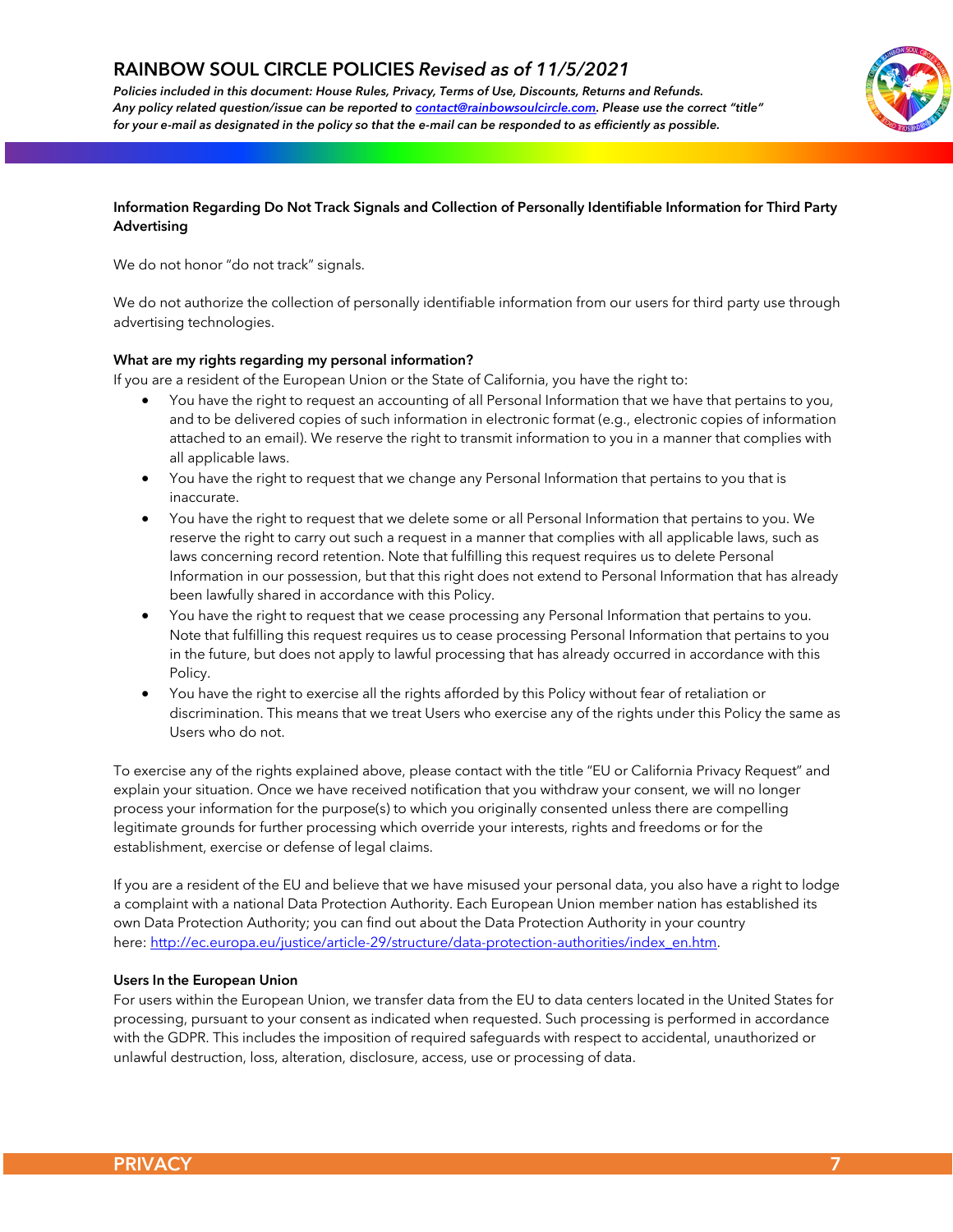**Information Regarding Do Not Track Signals and Collection of Personally Identifiable Information for Third Party Advertising**

We do not honor "do not track" signals.

We do not authorize the collection of personally identifiable information from our users for third party use through advertising technologies.

**What are my rights regarding my personal information?**

If you are a resident of the European Union or the State of California, you have the right to:

- You have the right to request an accounting of all Personal Information that we have that pertains to you, and to be delivered copies of such information in electronic format (e.g., electronic copies of information attached to an email). We reserve the right to transmit information to you in a manner that complies with all applicable laws.
- You have the right to request that we change any Personal Information that pertains to you that is inaccurate.
- You have the right to request that we delete some or all Personal Information that pertains to you. We reserve the right to carry out such a request in a manner that complies with all applicable laws, such as laws concerning record retention. Note that fulfilling this request requires us to delete Personal Information in our possession, but that this right does not extend to Personal Information that has already been lawfully shared in accordance with this Policy.
- You have the right to request that we cease processing any Personal Information that pertains to you. Note that fulfilling this request requires us to cease processing Personal Information that pertains to you in the future, but does not apply to lawful processing that has already occurred in accordance with this Policy.
- You have the right to exercise all the rights afforded by this Policy without fear of retaliation or discrimination. This means that we treat Users who exercise any of the rights under this Policy the same as Users who do not.

To exercise any of the rights explained above, please contact with the title "EU or California Privacy Request" and explain your situation. Once we have received notification that you withdraw your consent, we will no longer process your information for the purpose(s) to which you originally consented unless there are compelling legitimate grounds for further processing which override your interests, rights and freedoms or for the establishment, exercise or defense of legal claims.

If you are a resident of the EU and believe that we have misused your personal data, you also have a right to lodge a complaint with a national Data Protection Authority. Each European Union member nation has established its own Data Protection Authority; you can find out about the Data Protection Authority in your country here: http://ec.europa.eu/justice/article-29/structure/data-protection-authorities/index_en.htm.

**Users In the European Union**

For users within the European Union, we transfer data from the EU to data centers located in the United States for processing, pursuant to your consent as indicated when requested. Such processing is performed in accordance with the GDPR. This includes the imposition of required safeguards with respect to accidental, unauthorized or unlawful destruction, loss, alteration, disclosure, access, use or processing of data.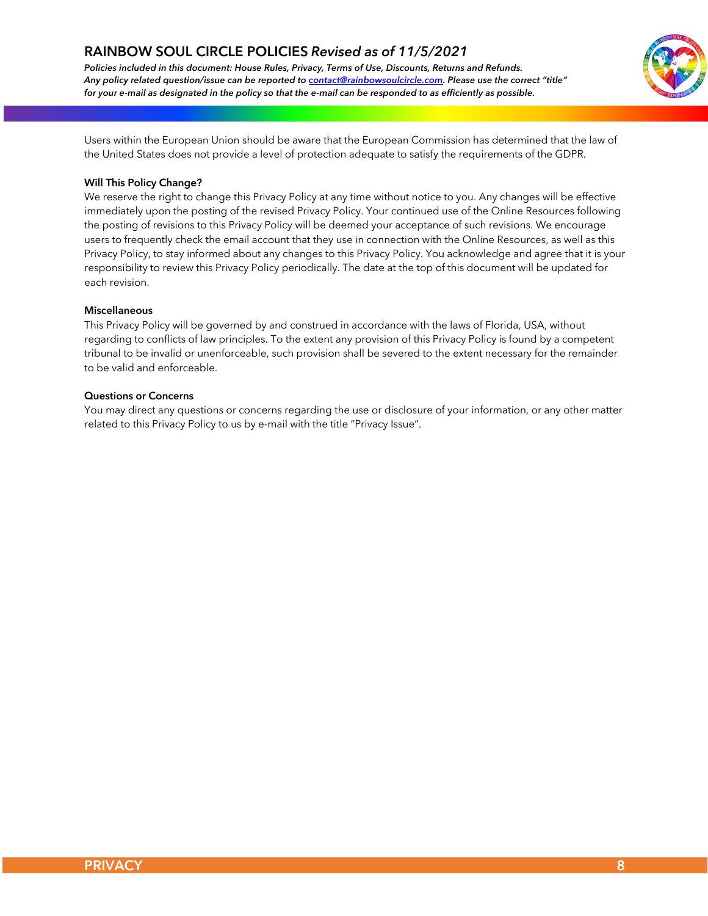Users within the European Union should be aware that the European Commission has determined that the law of the United States does not provide a level of protection adequate to satisfy the requirements of the GDPR.

**Will This Policy Change?**

We reserve the right to change this Privacy Policy at any time without notice to you. Any changes will be effective immediately upon the posting of the revised Privacy Policy. Your continued use of the Online Resources following the posting of revisions to this Privacy Policy will be deemed your acceptance of such revisions. We encourage users to frequently check the email account that they use in connection with the Online Resources, as well as this Privacy Policy, to stay informed about any changes to this Privacy Policy. You acknowledge and agree that it is your responsibility to review this Privacy Policy periodically. The date at the top of this document will be updated for each revision.

**Miscellaneous**

This Privacy Policy will be governed by and construed in accordance with the laws of Florida, USA, without regarding to conflicts of law principles. To the extent any provision of this Privacy Policy is found by a competent tribunal to be invalid or unenforceable, such provision shall be severed to the extent necessary for the remainder to be valid and enforceable.

**Questions or Concerns**

You may direct any questions or concerns regarding the use or disclosure of your information, or any other matter related to this Privacy Policy to us by e-mail with the title "Privacy Issue".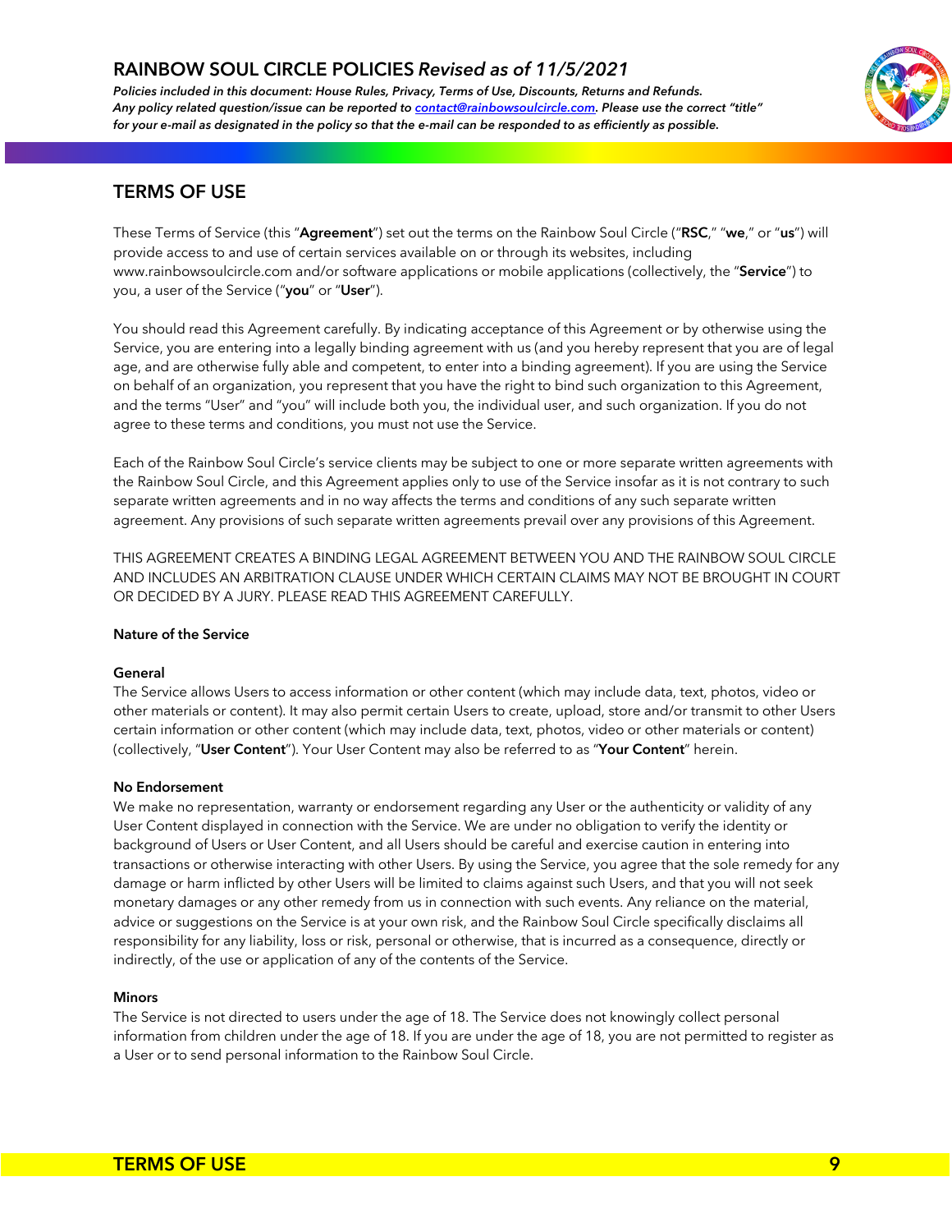# TERMS OF USE

These Terms of Service (this "**Agreement**") set out the terms on the Rainbow Soul Circle ("**RSC**," "**we**," or "**us**") will provide access to and use of certain services available on or through its websites, including www.rainbowsoulcircle.com and/or software applications or mobile applications (collectively, the "**Service**") to you, a user of the Service ("**you**" or "**User**").

You should read this Agreement carefully. By indicating acceptance of this Agreement or by otherwise using the Service, you are entering into a legally binding agreement with us (and you hereby represent that you are of legal age, and are otherwise fully able and competent, to enter into a binding agreement). If you are using the Service on behalf of an organization, you represent that you have the right to bind such organization to this Agreement, and the terms "User" and "you" will include both you, the individual user, and such organization. If you do not agree to these terms and conditions, you must not use the Service.

Each of the Rainbow Soul Circle's service clients may be subject to one or more separate written agreements with the Rainbow Soul Circle, and this Agreement applies only to use of the Service insofar as it is not contrary to such separate written agreements and in no way affects the terms and conditions of any such separate written agreement. Any provisions of such separate written agreements prevail over any provisions of this Agreement.

THIS AGREEMENT CREATES A BINDING LEGAL AGREEMENT BETWEEN YOU AND THE RAINBOW SOUL CIRCLE AND INCLUDES AN ARBITRATION CLAUSE UNDER WHICH CERTAIN CLAIMS MAY NOT BE BROUGHT IN COURT OR DECIDED BY A JURY. PLEASE READ THIS AGREEMENT CAREFULLY.

### Nature of the Service

#### General

The Service allows Users to access information or other content (which may include data, text, photos, video or other materials or content). It may also permit certain Users to create, upload, store and/or transmit to other Users certain information or other content (which may include data, text, photos, video or other materials or content) (collectively, "**User Content**"). Your User Content may also be referred to as "**Your Content**" herein.

#### No Endorsement

We make no representation, warranty or endorsement regarding any User or the authenticity or validity of any User Content displayed in connection with the Service. We are under no obligation to verify the identity or background of Users or User Content, and all Users should be careful and exercise caution in entering into transactions or otherwise interacting with other Users. By using the Service, you agree that the sole remedy for any damage or harm inflicted by other Users will be limited to claims against such Users, and that you will not seek monetary damages or any other remedy from us in connection with such events. Any reliance on the material, advice or suggestions on the Service is at your own risk, and the Rainbow Soul Circle specifically disclaims all responsibility for any liability, loss or risk, personal or otherwise, that is incurred as a consequence, directly or indirectly, of the use or application of any of the contents of the Service.

#### Minors

The Service is not directed to users under the age of 18. The Service does not knowingly collect personal information from children under the age of 18. If you are under the age of 18, you are not permitted to register as a User or to send personal information to the Rainbow Soul Circle.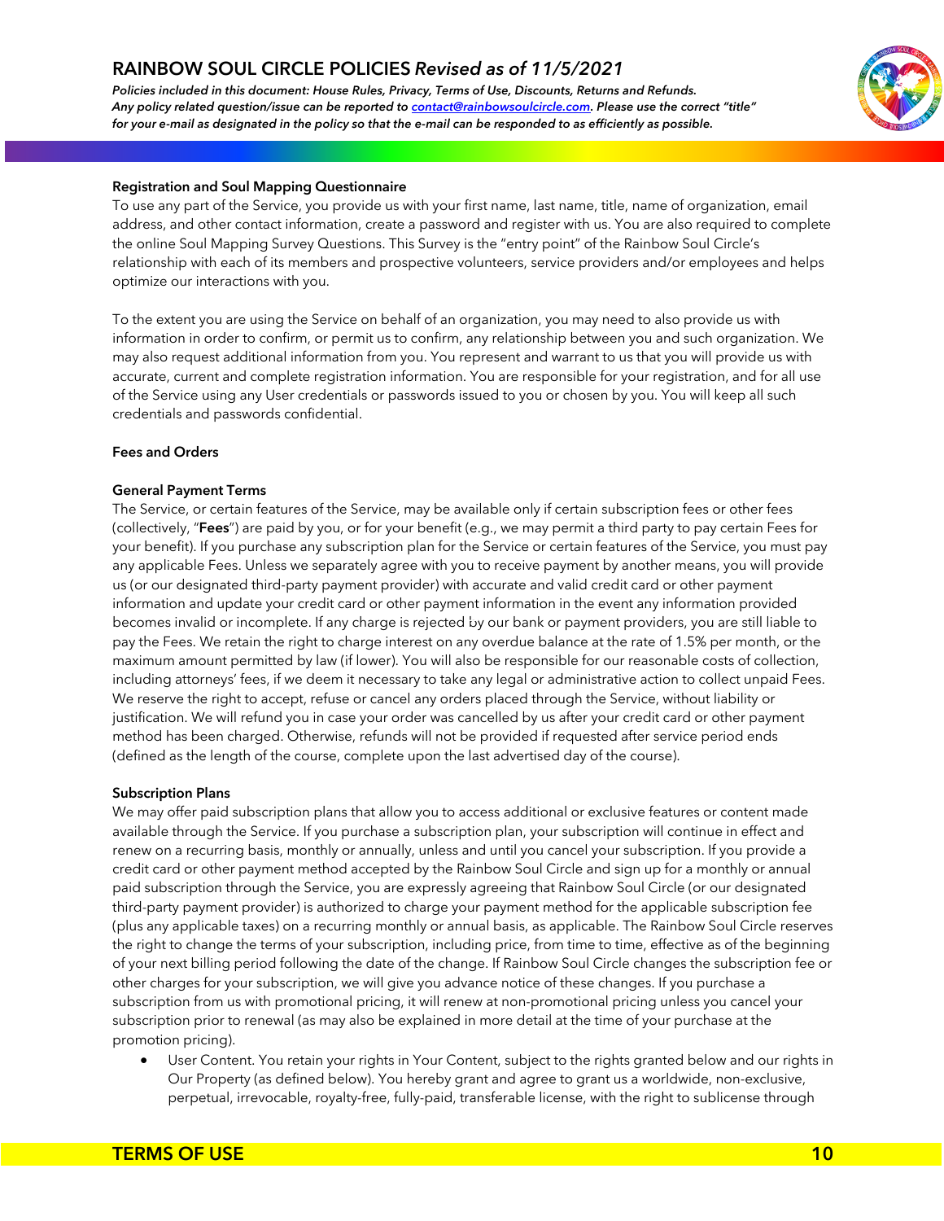**Registration and Soul Mapping Questionnaire**

To use any part of the Service, you provide us with your first name, last name, title, name of organization, email address, and other contact information, create a password and register with us. You are also required to complete the online Soul Mapping Survey Questions. This Survey is the "entry point" of the Rainbow Soul Circle's relationship with each of its members and prospective volunteers, service providers and/or employees and helps optimize our interactions with you.

To the extent you are using the Service on behalf of an organization, you may need to also provide us with information in order to confirm, or permit us to confirm, any relationship between you and such organization. We may also request additional information from you. You represent and warrant to us that you will provide us with accurate, current and complete registration information. You are responsible for your registration, and for all use of the Service using any User credentials or passwords issued to you or chosen by you. You will keep all such credentials and passwords confidential.

**Fees and Orders**

**General Payment Terms**

The Service, or certain features of the Service, may be available only if certain subscription fees or other fees (collectively, "**Fees**") are paid by you, or for your benefit (e.g., we may permit a third party to pay certain Fees for your benefit). If you purchase any subscription plan for the Service or certain features of the Service, you must pay any applicable Fees. Unless we separately agree with you to receive payment by another means, you will provide us (or our designated third-party payment provider) with accurate and valid credit card or other payment information and update your credit card or other payment information in the event any information provided becomes invalid or incomplete. If any charge is rejected by our bank or payment providers, you are still liable to pay the Fees. We retain the right to charge interest on any overdue balance at the rate of 1.5% per month, or the maximum amount permitted by law (if lower). You will also be responsible for our reasonable costs of collection, including attorneys' fees, if we deem it necessary to take any legal or administrative action to collect unpaid Fees. We reserve the right to accept, refuse or cancel any orders placed through the Service, without liability or justification. We will refund you in case your order was cancelled by us after your credit card or other payment method has been charged. Otherwise, refunds will not be provided if requested after service period ends (defined as the length of the course, complete upon the last advertised day of the course).

**Subscription Plans**

We may offer paid subscription plans that allow you to access additional or exclusive features or content made available through the Service. If you purchase a subscription plan, your subscription will continue in effect and renew on a recurring basis, monthly or annually, unless and until you cancel your subscription. If you provide a credit card or other payment method accepted by the Rainbow Soul Circle and sign up for a monthly or annual paid subscription through the Service, you are expressly agreeing that Rainbow Soul Circle (or our designated third-party payment provider) is authorized to charge your payment method for the applicable subscription fee (plus any applicable taxes) on a recurring monthly or annual basis, as applicable. The Rainbow Soul Circle reserves the right to change the terms of your subscription, including price, from time to time, effective as of the beginning of your next billing period following the date of the change. If Rainbow Soul Circle changes the subscription fee or other charges for your subscription, we will give you advance notice of these changes. If you purchase a subscription from us with promotional pricing, it will renew at non-promotional pricing unless you cancel your subscription prior to renewal (as may also be explained in more detail at the time of your purchase at the promotion pricing).

- User Content. You retain your rights in Your Content, subject to the rights granted below and our rights in Our Property (as defined below). You hereby grant and agree to grant us a worldwide, non-exclusive, perpetual, irrevocable, royalty-free, fully-paid, transferable license, with the right to sublicense through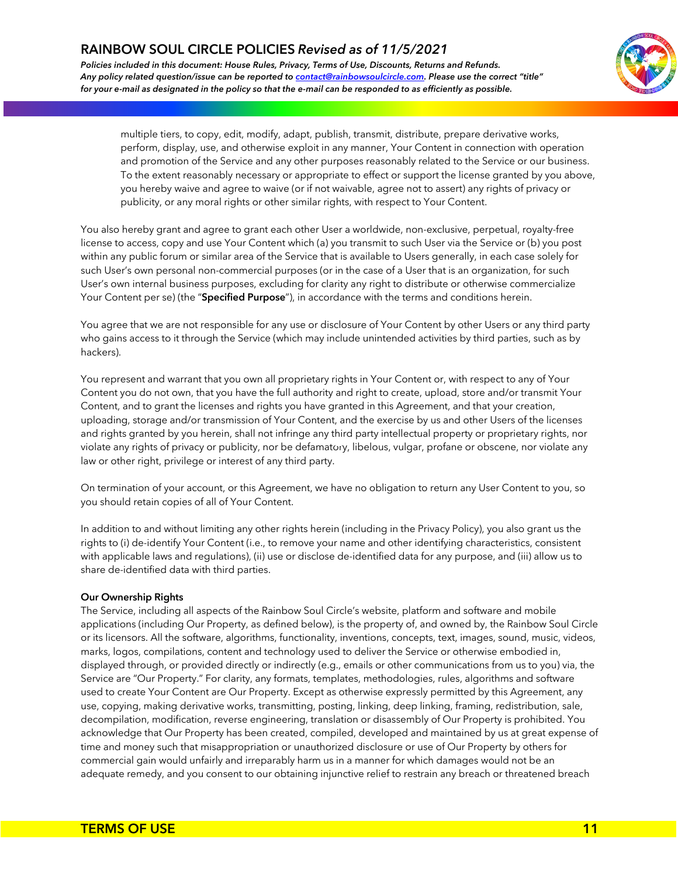multiple tiers, to copy, edit, modify, adapt, publish, transmit, distribute, prepare derivative works, perform, display, use, and otherwise exploit in any manner, Your Content in connection with operation and promotion of the Service and any other purposes reasonably related to the Service or our business. To the extent reasonably necessary or appropriate to effect or support the license granted by you above, you hereby waive and agree to waive (or if not waivable, agree not to assert) any rights of privacy or publicity, or any moral rights or other similar rights, with respect to Your Content.

You also hereby grant and agree to grant each other User a worldwide, non-exclusive, perpetual, royalty-free license to access, copy and use Your Content which (a) you transmit to such User via the Service or (b) you post within any public forum or similar area of the Service that is available to Users generally, in each case solely for such User's own personal non-commercial purposes (or in the case of a User that is an organization, for such User's own internal business purposes, excluding for clarity any right to distribute or otherwise commercialize Your Content per se) (the "**Specified Purpose**"), in accordance with the terms and conditions herein.

You agree that we are not responsible for any use or disclosure of Your Content by other Users or any third party who gains access to it through the Service (which may include unintended activities by third parties, such as by hackers).

You represent and warrant that you own all proprietary rights in Your Content or, with respect to any of Your Content you do not own, that you have the full authority and right to create, upload, store and/or transmit Your Content, and to grant the licenses and rights you have granted in this Agreement, and that your creation, uploading, storage and/or transmission of Your Content, and the exercise by us and other Users of the licenses and rights granted by you herein, shall not infringe any third party intellectual property or proprietary rights, nor violate any rights of privacy or publicity, nor be defamatory, libelous, vulgar, profane or obscene, nor violate any law or other right, privilege or interest of any third party.

On termination of your account, or this Agreement, we have no obligation to return any User Content to you, so you should retain copies of all of Your Content.

In addition to and without limiting any other rights herein (including in the Privacy Policy), you also grant us the rights to (i) de-identify Your Content (i.e., to remove your name and other identifying characteristics, consistent with applicable laws and regulations), (ii) use or disclose de-identified data for any purpose, and (iii) allow us to share de-identified data with third parties.

**Our Ownership Rights**

The Service, including all aspects of the Rainbow Soul Circle's website, platform and software and mobile applications (including Our Property, as defined below), is the property of, and owned by, the Rainbow Soul Circle or its licensors. All the software, algorithms, functionality, inventions, concepts, text, images, sound, music, videos, marks, logos, compilations, content and technology used to deliver the Service or otherwise embodied in, displayed through, or provided directly or indirectly (e.g., emails or other communications from us to you) via, the Service are "Our Property." For clarity, any formats, templates, methodologies, rules, algorithms and software used to create Your Content are Our Property. Except as otherwise expressly permitted by this Agreement, any use, copying, making derivative works, transmitting, posting, linking, deep linking, framing, redistribution, sale, decompilation, modification, reverse engineering, translation or disassembly of Our Property is prohibited. You acknowledge that Our Property has been created, compiled, developed and maintained by us at great expense of time and money such that misappropriation or unauthorized disclosure or use of Our Property by others for commercial gain would unfairly and irreparably harm us in a manner for which damages would not be an adequate remedy, and you consent to our obtaining injunctive relief to restrain any breach or threatened breach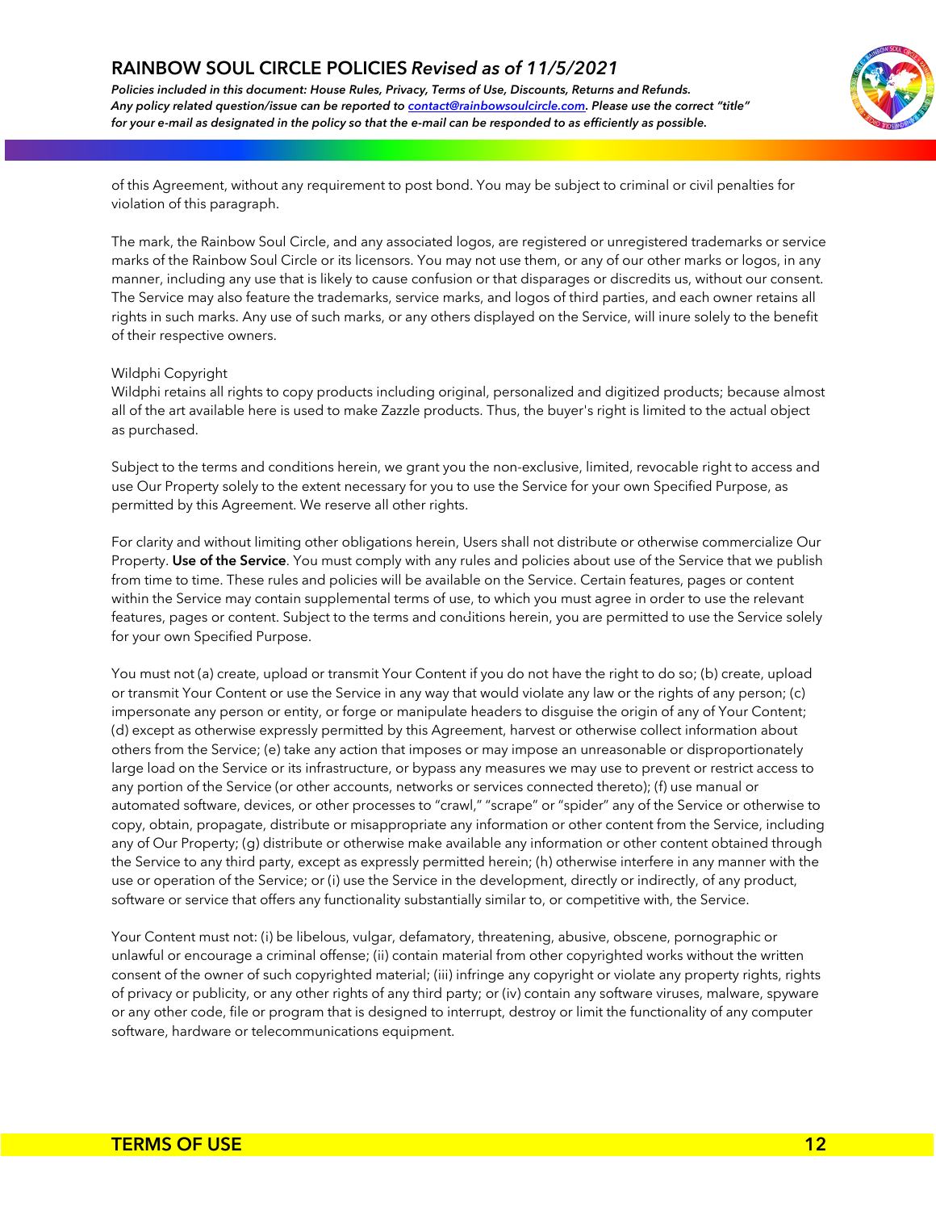of this Agreement, without any requirement to post bond. You may be subject to criminal or civil penalties for violation of this paragraph.

The mark, the Rainbow Soul Circle, and any associated logos, are registered or unregistered trademarks or service marks of the Rainbow Soul Circle or its licensors. You may not use them, or any of our other marks or logos, in any manner, including any use that is likely to cause confusion or that disparages or discredits us, without our consent. The Service may also feature the trademarks, service marks, and logos of third parties, and each owner retains all rights in such marks. Any use of such marks, or any others displayed on the Service, will inure solely to the benefit of their respective owners.

Wildphi Copyright
Wildphi retains all rights to copy products including original, personalized and digitized products; because almost all of the art available here is used to make Zazzle products. Thus, the buyer's right is limited to the actual object as purchased.

Subject to the terms and conditions herein, we grant you the non-exclusive, limited, revocable right to access and use Our Property solely to the extent necessary for you to use the Service for your own Specified Purpose, as permitted by this Agreement. We reserve all other rights.

For clarity and without limiting other obligations herein, Users shall not distribute or otherwise commercialize Our Property. **Use of the Service**. You must comply with any rules and policies about use of the Service that we publish from time to time. These rules and policies will be available on the Service. Certain features, pages or content within the Service may contain supplemental terms of use, to which you must agree in order to use the relevant features, pages or content. Subject to the terms and conditions herein, you are permitted to use the Service solely for your own Specified Purpose.

You must not (a) create, upload or transmit Your Content if you do not have the right to do so; (b) create, upload or transmit Your Content or use the Service in any way that would violate any law or the rights of any person; (c) impersonate any person or entity, or forge or manipulate headers to disguise the origin of any of Your Content; (d) except as otherwise expressly permitted by this Agreement, harvest or otherwise collect information about others from the Service; (e) take any action that imposes or may impose an unreasonable or disproportionately large load on the Service or its infrastructure, or bypass any measures we may use to prevent or restrict access to any portion of the Service (or other accounts, networks or services connected thereto); (f) use manual or automated software, devices, or other processes to "crawl," "scrape" or "spider" any of the Service or otherwise to copy, obtain, propagate, distribute or misappropriate any information or other content from the Service, including any of Our Property; (g) distribute or otherwise make available any information or other content obtained through the Service to any third party, except as expressly permitted herein; (h) otherwise interfere in any manner with the use or operation of the Service; or (i) use the Service in the development, directly or indirectly, of any product, software or service that offers any functionality substantially similar to, or competitive with, the Service.

Your Content must not: (i) be libelous, vulgar, defamatory, threatening, abusive, obscene, pornographic or unlawful or encourage a criminal offense; (ii) contain material from other copyrighted works without the written consent of the owner of such copyrighted material; (iii) infringe any copyright or violate any property rights, rights of privacy or publicity, or any other rights of any third party; or (iv) contain any software viruses, malware, spyware or any other code, file or program that is designed to interrupt, destroy or limit the functionality of any computer software, hardware or telecommunications equipment.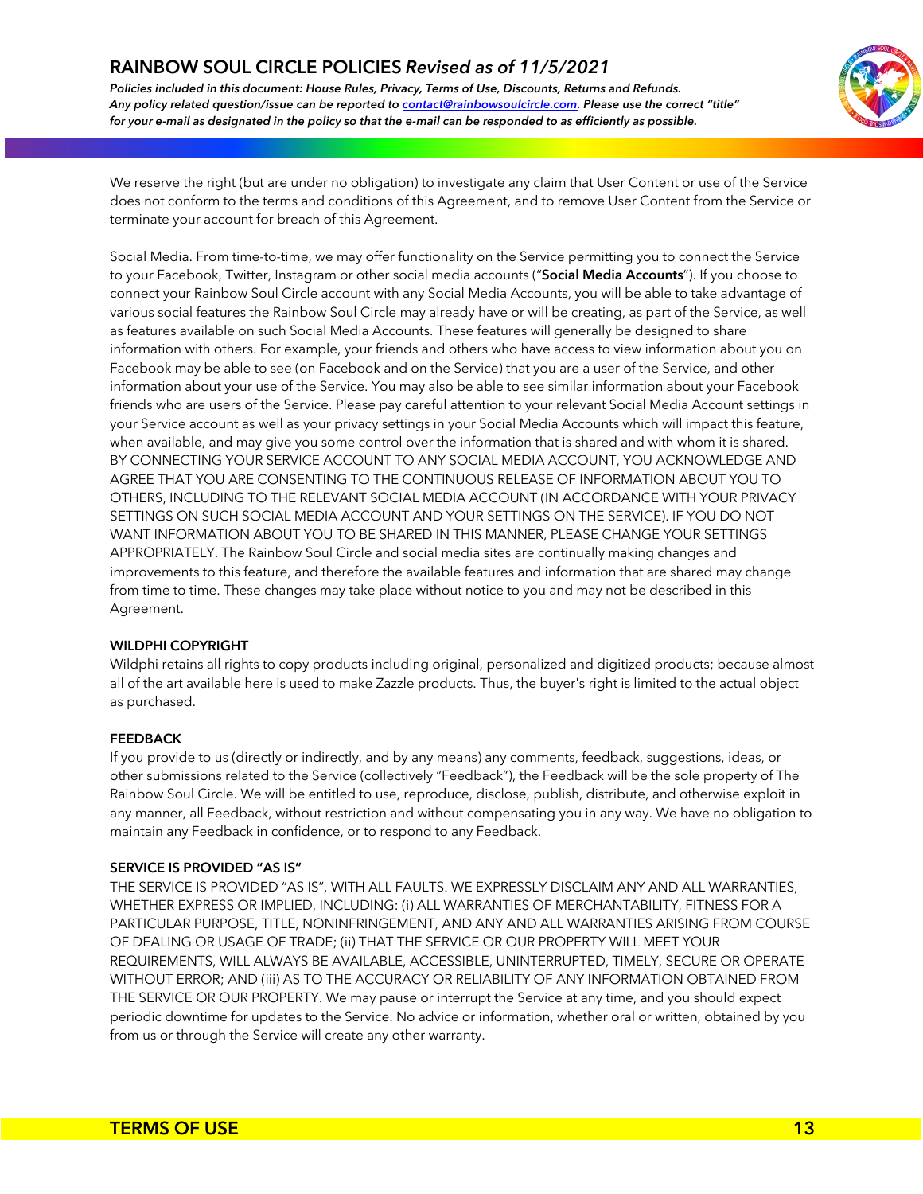We reserve the right (but are under no obligation) to investigate any claim that User Content or use of the Service does not conform to the terms and conditions of this Agreement, and to remove User Content from the Service or terminate your account for breach of this Agreement.

Social Media. From time-to-time, we may offer functionality on the Service permitting you to connect the Service to your Facebook, Twitter, Instagram or other social media accounts ("**Social Media Accounts**"). If you choose to connect your Rainbow Soul Circle account with any Social Media Accounts, you will be able to take advantage of various social features the Rainbow Soul Circle may already have or will be creating, as part of the Service, as well as features available on such Social Media Accounts. These features will generally be designed to share information with others. For example, your friends and others who have access to view information about you on Facebook may be able to see (on Facebook and on the Service) that you are a user of the Service, and other information about your use of the Service. You may also be able to see similar information about your Facebook friends who are users of the Service. Please pay careful attention to your relevant Social Media Account settings in your Service account as well as your privacy settings in your Social Media Accounts which will impact this feature, when available, and may give you some control over the information that is shared and with whom it is shared. BY CONNECTING YOUR SERVICE ACCOUNT TO ANY SOCIAL MEDIA ACCOUNT, YOU ACKNOWLEDGE AND AGREE THAT YOU ARE CONSENTING TO THE CONTINUOUS RELEASE OF INFORMATION ABOUT YOU TO OTHERS, INCLUDING TO THE RELEVANT SOCIAL MEDIA ACCOUNT (IN ACCORDANCE WITH YOUR PRIVACY SETTINGS ON SUCH SOCIAL MEDIA ACCOUNT AND YOUR SETTINGS ON THE SERVICE). IF YOU DO NOT WANT INFORMATION ABOUT YOU TO BE SHARED IN THIS MANNER, PLEASE CHANGE YOUR SETTINGS APPROPRIATELY. The Rainbow Soul Circle and social media sites are continually making changes and improvements to this feature, and therefore the available features and information that are shared may change from time to time. These changes may take place without notice to you and may not be described in this Agreement.

**WILDPHI COPYRIGHT**

Wildphi retains all rights to copy products including original, personalized and digitized products; because almost all of the art available here is used to make Zazzle products. Thus, the buyer's right is limited to the actual object as purchased.

**FEEDBACK**

If you provide to us (directly or indirectly, and by any means) any comments, feedback, suggestions, ideas, or other submissions related to the Service (collectively "Feedback"), the Feedback will be the sole property of The Rainbow Soul Circle. We will be entitled to use, reproduce, disclose, publish, distribute, and otherwise exploit in any manner, all Feedback, without restriction and without compensating you in any way. We have no obligation to maintain any Feedback in confidence, or to respond to any Feedback.

**SERVICE IS PROVIDED "AS IS"**

THE SERVICE IS PROVIDED "AS IS", WITH ALL FAULTS. WE EXPRESSLY DISCLAIM ANY AND ALL WARRANTIES, WHETHER EXPRESS OR IMPLIED, INCLUDING: (i) ALL WARRANTIES OF MERCHANTABILITY, FITNESS FOR A PARTICULAR PURPOSE, TITLE, NONINFRINGEMENT, AND ANY AND ALL WARRANTIES ARISING FROM COURSE OF DEALING OR USAGE OF TRADE; (ii) THAT THE SERVICE OR OUR PROPERTY WILL MEET YOUR REQUIREMENTS, WILL ALWAYS BE AVAILABLE, ACCESSIBLE, UNINTERRUPTED, TIMELY, SECURE OR OPERATE WITHOUT ERROR; AND (iii) AS TO THE ACCURACY OR RELIABILITY OF ANY INFORMATION OBTAINED FROM THE SERVICE OR OUR PROPERTY. We may pause or interrupt the Service at any time, and you should expect periodic downtime for updates to the Service. No advice or information, whether oral or written, obtained by you from us or through the Service will create any other warranty.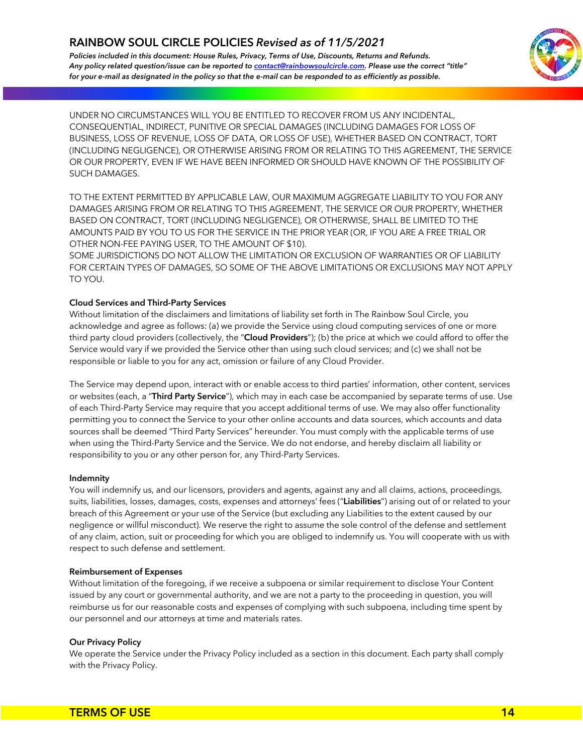UNDER NO CIRCUMSTANCES WILL YOU BE ENTITLED TO RECOVER FROM US ANY INCIDENTAL, CONSEQUENTIAL, INDIRECT, PUNITIVE OR SPECIAL DAMAGES (INCLUDING DAMAGES FOR LOSS OF BUSINESS, LOSS OF REVENUE, LOSS OF DATA, OR LOSS OF USE), WHETHER BASED ON CONTRACT, TORT (INCLUDING NEGLIGENCE), OR OTHERWISE ARISING FROM OR RELATING TO THIS AGREEMENT, THE SERVICE OR OUR PROPERTY, EVEN IF WE HAVE BEEN INFORMED OR SHOULD HAVE KNOWN OF THE POSSIBILITY OF SUCH DAMAGES.

TO THE EXTENT PERMITTED BY APPLICABLE LAW, OUR MAXIMUM AGGREGATE LIABILITY TO YOU FOR ANY DAMAGES ARISING FROM OR RELATING TO THIS AGREEMENT, THE SERVICE OR OUR PROPERTY, WHETHER BASED ON CONTRACT, TORT (INCLUDING NEGLIGENCE), OR OTHERWISE, SHALL BE LIMITED TO THE AMOUNTS PAID BY YOU TO US FOR THE SERVICE IN THE PRIOR YEAR (OR, IF YOU ARE A FREE TRIAL OR OTHER NON-FEE PAYING USER, TO THE AMOUNT OF $10).
SOME JURISDICTIONS DO NOT ALLOW THE LIMITATION OR EXCLUSION OF WARRANTIES OR OF LIABILITY FOR CERTAIN TYPES OF DAMAGES, SO SOME OF THE ABOVE LIMITATIONS OR EXCLUSIONS MAY NOT APPLY TO YOU.

**Cloud Services and Third-Party Services**

Without limitation of the disclaimers and limitations of liability set forth in The Rainbow Soul Circle, you acknowledge and agree as follows: (a) we provide the Service using cloud computing services of one or more third party cloud providers (collectively, the "**Cloud Providers**"); (b) the price at which we could afford to offer the Service would vary if we provided the Service other than using such cloud services; and (c) we shall not be responsible or liable to you for any act, omission or failure of any Cloud Provider.

The Service may depend upon, interact with or enable access to third parties' information, other content, services or websites (each, a "**Third Party Service**"), which may in each case be accompanied by separate terms of use. Use of each Third-Party Service may require that you accept additional terms of use. We may also offer functionality permitting you to connect the Service to your other online accounts and data sources, which accounts and data sources shall be deemed "Third Party Services" hereunder. You must comply with the applicable terms of use when using the Third-Party Service and the Service. We do not endorse, and hereby disclaim all liability or responsibility to you or any other person for, any Third-Party Services.

**Indemnity**

You will indemnify us, and our licensors, providers and agents, against any and all claims, actions, proceedings, suits, liabilities, losses, damages, costs, expenses and attorneys' fees ("**Liabilities**") arising out of or related to your breach of this Agreement or your use of the Service (but excluding any Liabilities to the extent caused by our negligence or willful misconduct). We reserve the right to assume the sole control of the defense and settlement of any claim, action, suit or proceeding for which you are obliged to indemnify us. You will cooperate with us with respect to such defense and settlement.

**Reimbursement of Expenses**

Without limitation of the foregoing, if we receive a subpoena or similar requirement to disclose Your Content issued by any court or governmental authority, and we are not a party to the proceeding in question, you will reimburse us for our reasonable costs and expenses of complying with such subpoena, including time spent by our personnel and our attorneys at time and materials rates.

**Our Privacy Policy**

We operate the Service under the Privacy Policy included as a section in this document. Each party shall comply with the Privacy Policy.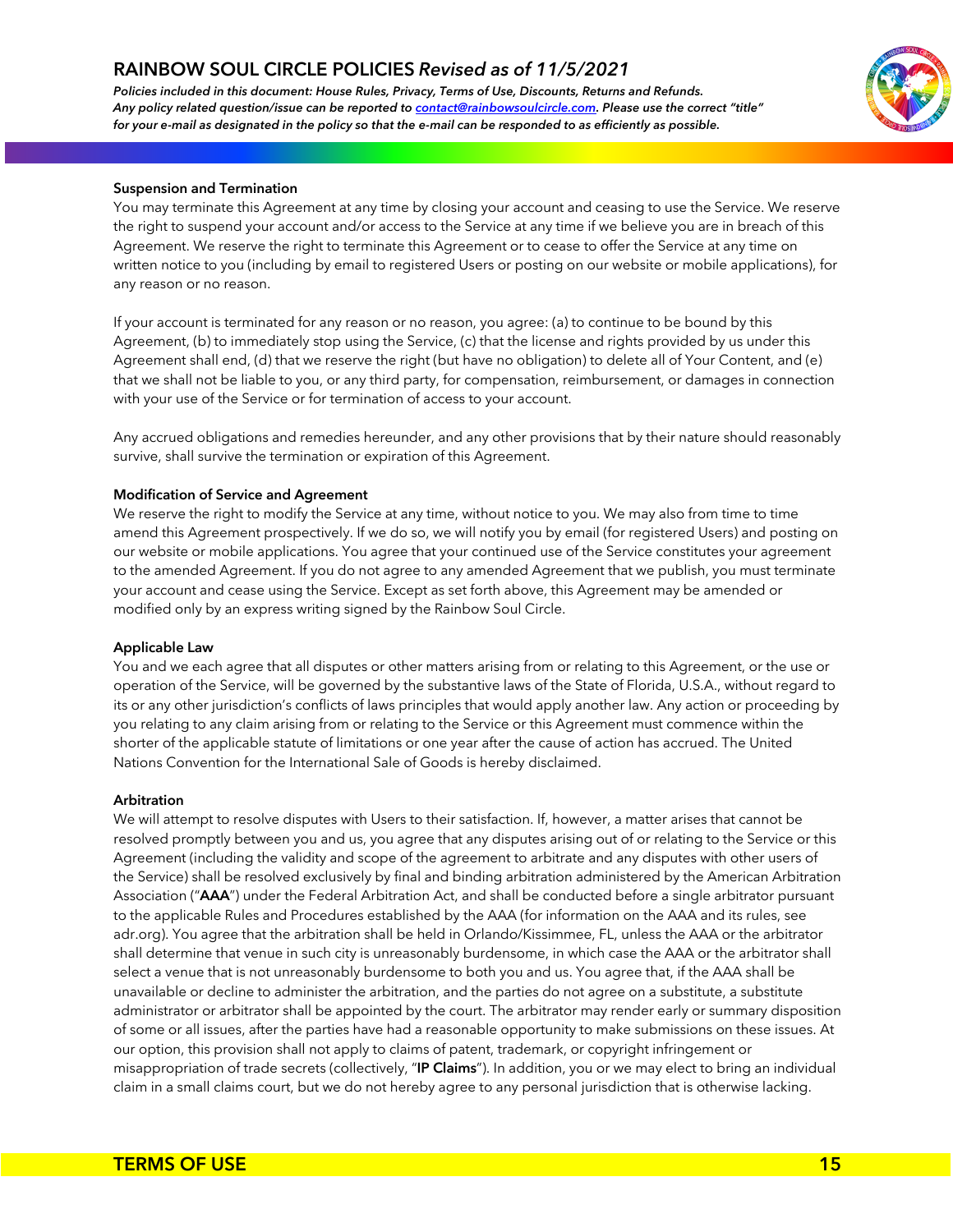### Suspension and Termination

You may terminate this Agreement at any time by closing your account and ceasing to use the Service. We reserve the right to suspend your account and/or access to the Service at any time if we believe you are in breach of this Agreement. We reserve the right to terminate this Agreement or to cease to offer the Service at any time on written notice to you (including by email to registered Users or posting on our website or mobile applications), for any reason or no reason.

If your account is terminated for any reason or no reason, you agree: (a) to continue to be bound by this Agreement, (b) to immediately stop using the Service, (c) that the license and rights provided by us under this Agreement shall end, (d) that we reserve the right (but have no obligation) to delete all of Your Content, and (e) that we shall not be liable to you, or any third party, for compensation, reimbursement, or damages in connection with your use of the Service or for termination of access to your account.

Any accrued obligations and remedies hereunder, and any other provisions that by their nature should reasonably survive, shall survive the termination or expiration of this Agreement.

### Modification of Service and Agreement

We reserve the right to modify the Service at any time, without notice to you. We may also from time to time amend this Agreement prospectively. If we do so, we will notify you by email (for registered Users) and posting on our website or mobile applications. You agree that your continued use of the Service constitutes your agreement to the amended Agreement. If you do not agree to any amended Agreement that we publish, you must terminate your account and cease using the Service. Except as set forth above, this Agreement may be amended or modified only by an express writing signed by the Rainbow Soul Circle.

### Applicable Law

You and we each agree that all disputes or other matters arising from or relating to this Agreement, or the use or operation of the Service, will be governed by the substantive laws of the State of Florida, U.S.A., without regard to its or any other jurisdiction's conflicts of laws principles that would apply another law. Any action or proceeding by you relating to any claim arising from or relating to the Service or this Agreement must commence within the shorter of the applicable statute of limitations or one year after the cause of action has accrued. The United Nations Convention for the International Sale of Goods is hereby disclaimed.

### Arbitration

We will attempt to resolve disputes with Users to their satisfaction. If, however, a matter arises that cannot be resolved promptly between you and us, you agree that any disputes arising out of or relating to the Service or this Agreement (including the validity and scope of the agreement to arbitrate and any disputes with other users of the Service) shall be resolved exclusively by final and binding arbitration administered by the American Arbitration Association ("**AAA**") under the Federal Arbitration Act, and shall be conducted before a single arbitrator pursuant to the applicable Rules and Procedures established by the AAA (for information on the AAA and its rules, see adr.org). You agree that the arbitration shall be held in Orlando/Kissimmee, FL, unless the AAA or the arbitrator shall determine that venue in such city is unreasonably burdensome, in which case the AAA or the arbitrator shall select a venue that is not unreasonably burdensome to both you and us. You agree that, if the AAA shall be unavailable or decline to administer the arbitration, and the parties do not agree on a substitute, a substitute administrator or arbitrator shall be appointed by the court. The arbitrator may render early or summary disposition of some or all issues, after the parties have had a reasonable opportunity to make submissions on these issues. At our option, this provision shall not apply to claims of patent, trademark, or copyright infringement or misappropriation of trade secrets (collectively, "**IP Claims**"). In addition, you or we may elect to bring an individual claim in a small claims court, but we do not hereby agree to any personal jurisdiction that is otherwise lacking.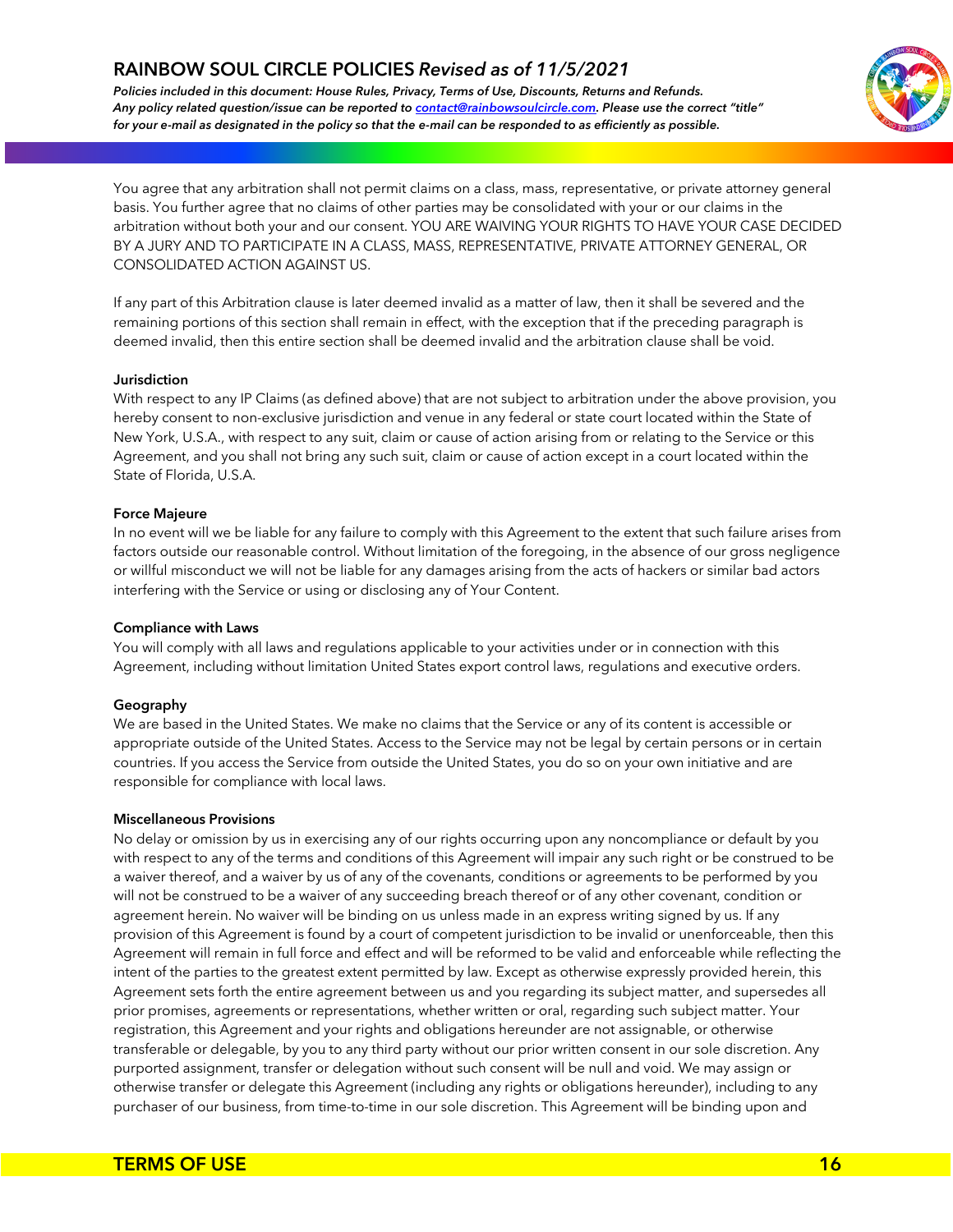You agree that any arbitration shall not permit claims on a class, mass, representative, or private attorney general basis. You further agree that no claims of other parties may be consolidated with your or our claims in the arbitration without both your and our consent. YOU ARE WAIVING YOUR RIGHTS TO HAVE YOUR CASE DECIDED BY A JURY AND TO PARTICIPATE IN A CLASS, MASS, REPRESENTATIVE, PRIVATE ATTORNEY GENERAL, OR CONSOLIDATED ACTION AGAINST US.

If any part of this Arbitration clause is later deemed invalid as a matter of law, then it shall be severed and the remaining portions of this section shall remain in effect, with the exception that if the preceding paragraph is deemed invalid, then this entire section shall be deemed invalid and the arbitration clause shall be void.

**Jurisdiction**

With respect to any IP Claims (as defined above) that are not subject to arbitration under the above provision, you hereby consent to non-exclusive jurisdiction and venue in any federal or state court located within the State of New York, U.S.A., with respect to any suit, claim or cause of action arising from or relating to the Service or this Agreement, and you shall not bring any such suit, claim or cause of action except in a court located within the State of Florida, U.S.A.

**Force Majeure**

In no event will we be liable for any failure to comply with this Agreement to the extent that such failure arises from factors outside our reasonable control. Without limitation of the foregoing, in the absence of our gross negligence or willful misconduct we will not be liable for any damages arising from the acts of hackers or similar bad actors interfering with the Service or using or disclosing any of Your Content.

**Compliance with Laws**

You will comply with all laws and regulations applicable to your activities under or in connection with this Agreement, including without limitation United States export control laws, regulations and executive orders.

**Geography**

We are based in the United States. We make no claims that the Service or any of its content is accessible or appropriate outside of the United States. Access to the Service may not be legal by certain persons or in certain countries. If you access the Service from outside the United States, you do so on your own initiative and are responsible for compliance with local laws.

**Miscellaneous Provisions**

No delay or omission by us in exercising any of our rights occurring upon any noncompliance or default by you with respect to any of the terms and conditions of this Agreement will impair any such right or be construed to be a waiver thereof, and a waiver by us of any of the covenants, conditions or agreements to be performed by you will not be construed to be a waiver of any succeeding breach thereof or of any other covenant, condition or agreement herein. No waiver will be binding on us unless made in an express writing signed by us. If any provision of this Agreement is found by a court of competent jurisdiction to be invalid or unenforceable, then this Agreement will remain in full force and effect and will be reformed to be valid and enforceable while reflecting the intent of the parties to the greatest extent permitted by law. Except as otherwise expressly provided herein, this Agreement sets forth the entire agreement between us and you regarding its subject matter, and supersedes all prior promises, agreements or representations, whether written or oral, regarding such subject matter. Your registration, this Agreement and your rights and obligations hereunder are not assignable, or otherwise transferable or delegable, by you to any third party without our prior written consent in our sole discretion. Any purported assignment, transfer or delegation without such consent will be null and void. We may assign or otherwise transfer or delegate this Agreement (including any rights or obligations hereunder), including to any purchaser of our business, from time-to-time in our sole discretion. This Agreement will be binding upon and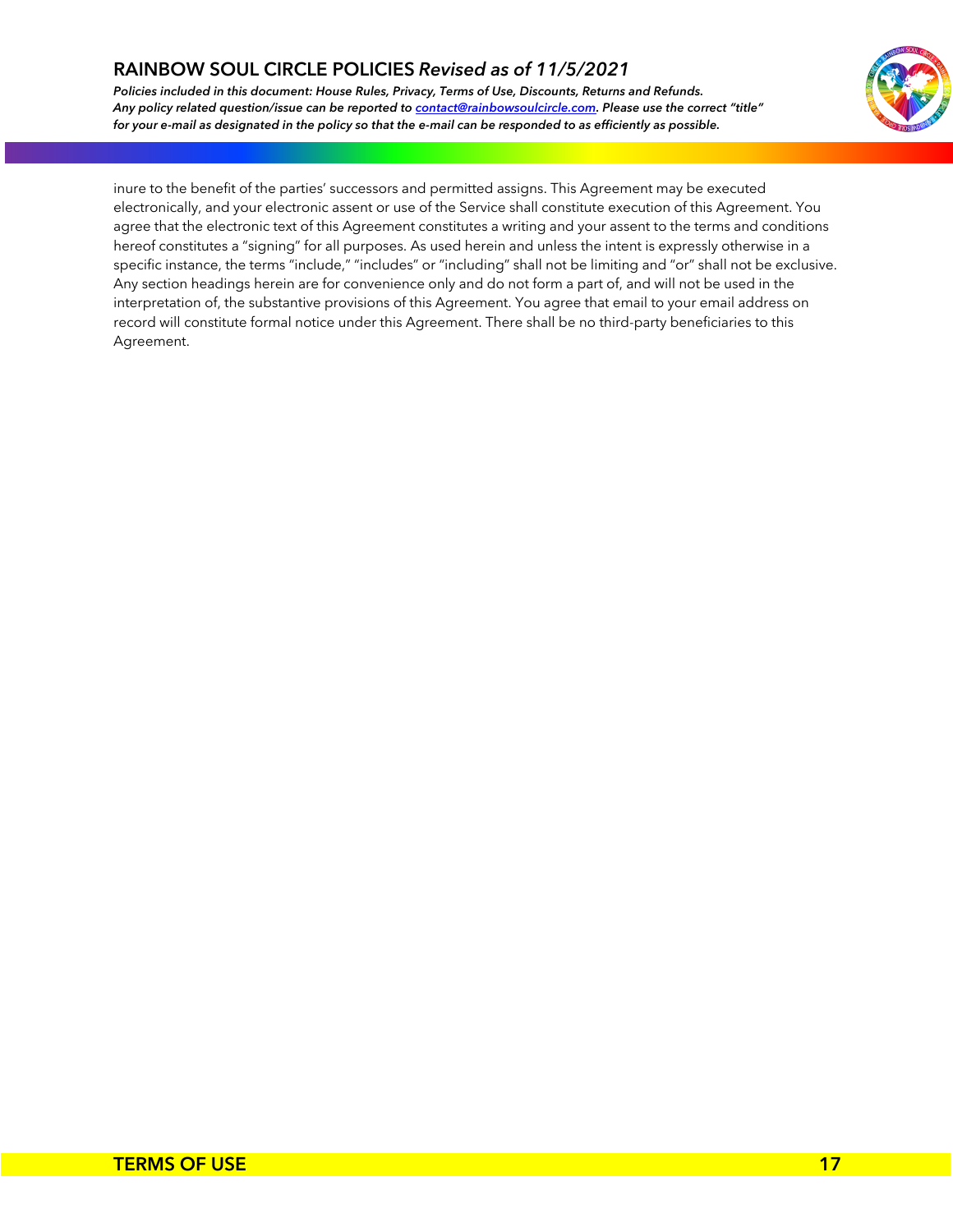inure to the benefit of the parties' successors and permitted assigns. This Agreement may be executed electronically, and your electronic assent or use of the Service shall constitute execution of this Agreement. You agree that the electronic text of this Agreement constitutes a writing and your assent to the terms and conditions hereof constitutes a "signing" for all purposes. As used herein and unless the intent is expressly otherwise in a specific instance, the terms "include," "includes" or "including" shall not be limiting and "or" shall not be exclusive. Any section headings herein are for convenience only and do not form a part of, and will not be used in the interpretation of, the substantive provisions of this Agreement. You agree that email to your email address on record will constitute formal notice under this Agreement. There shall be no third-party beneficiaries to this Agreement.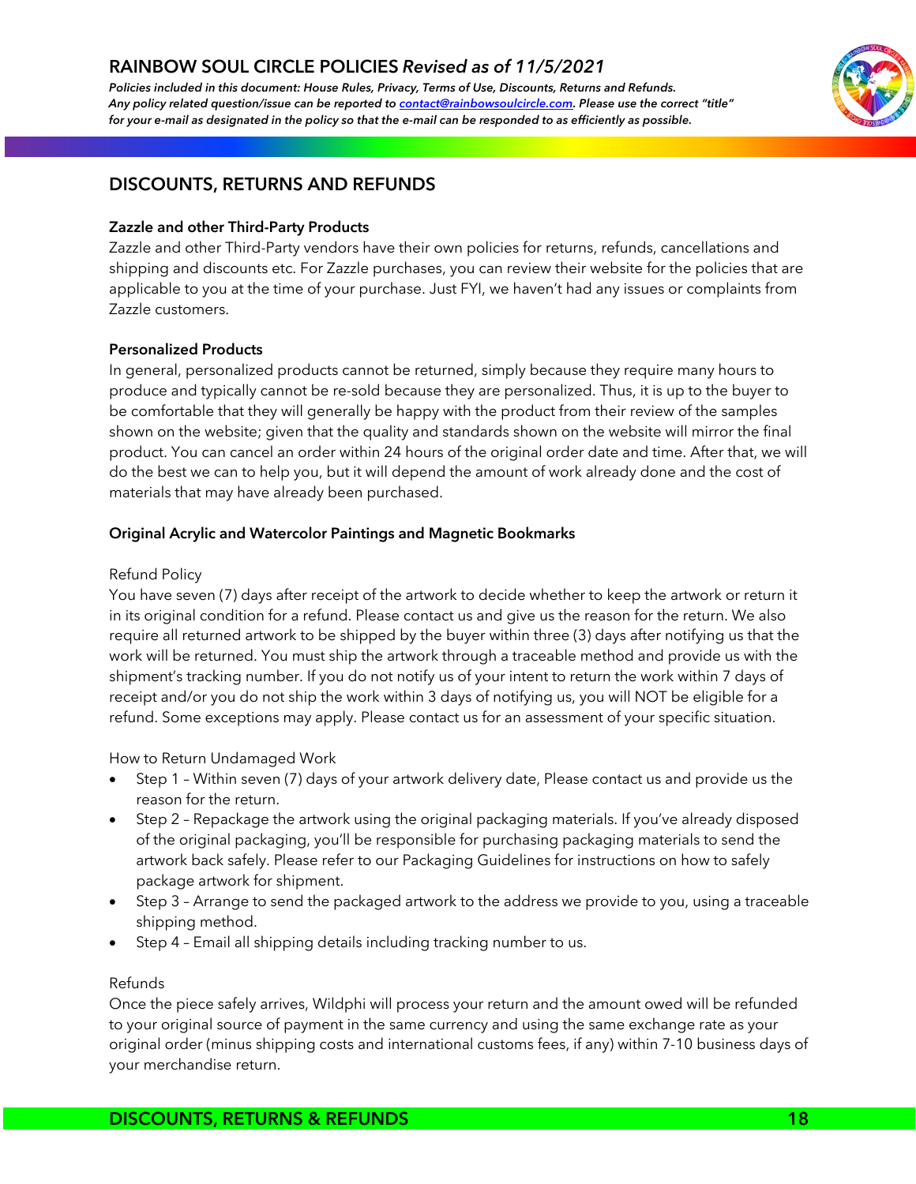# DISCOUNTS, RETURNS AND REFUNDS

### Zazzle and other Third-Party Products

Zazzle and other Third-Party vendors have their own policies for returns, refunds, cancellations and shipping and discounts etc. For Zazzle purchases, you can review their website for the policies that are applicable to you at the time of your purchase. Just FYI, we haven't had any issues or complaints from Zazzle customers.

### Personalized Products

In general, personalized products cannot be returned, simply because they require many hours to produce and typically cannot be re-sold because they are personalized. Thus, it is up to the buyer to be comfortable that they will generally be happy with the product from their review of the samples shown on the website; given that the quality and standards shown on the website will mirror the final product. You can cancel an order within 24 hours of the original order date and time. After that, we will do the best we can to help you, but it will depend the amount of work already done and the cost of materials that may have already been purchased.

### Original Acrylic and Watercolor Paintings and Magnetic Bookmarks

Refund Policy

You have seven (7) days after receipt of the artwork to decide whether to keep the artwork or return it in its original condition for a refund. Please contact us and give us the reason for the return. We also require all returned artwork to be shipped by the buyer within three (3) days after notifying us that the work will be returned. You must ship the artwork through a traceable method and provide us with the shipment's tracking number. If you do not notify us of your intent to return the work within 7 days of receipt and/or you do not ship the work within 3 days of notifying us, you will NOT be eligible for a refund. Some exceptions may apply. Please contact us for an assessment of your specific situation.

How to Return Undamaged Work

- Step 1 – Within seven (7) days of your artwork delivery date, Please contact us and provide us the reason for the return.
- Step 2 – Repackage the artwork using the original packaging materials. If you've already disposed of the original packaging, you'll be responsible for purchasing packaging materials to send the artwork back safely. Please refer to our Packaging Guidelines for instructions on how to safely package artwork for shipment.
- Step 3 – Arrange to send the packaged artwork to the address we provide to you, using a traceable shipping method.
- Step 4 – Email all shipping details including tracking number to us.

Refunds

Once the piece safely arrives, Wildphi will process your return and the amount owed will be refunded to your original source of payment in the same currency and using the same exchange rate as your original order (minus shipping costs and international customs fees, if any) within 7-10 business days of your merchandise return.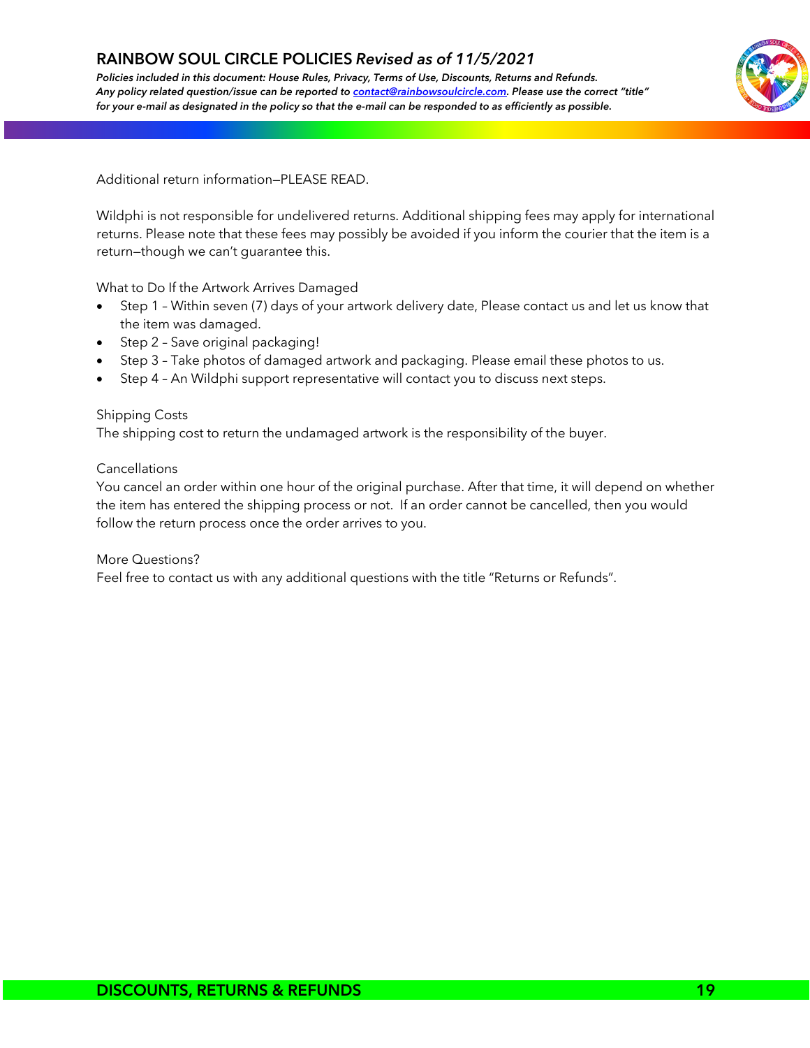Additional return information—PLEASE READ.

Wildphi is not responsible for undelivered returns. Additional shipping fees may apply for international returns. Please note that these fees may possibly be avoided if you inform the courier that the item is a return—though we can't guarantee this.

What to Do If the Artwork Arrives Damaged

- Step 1 – Within seven (7) days of your artwork delivery date, Please contact us and let us know that the item was damaged.
- Step 2 – Save original packaging!
- Step 3 – Take photos of damaged artwork and packaging. Please email these photos to us.
- Step 4 – An Wildphi support representative will contact you to discuss next steps.

Shipping Costs

The shipping cost to return the undamaged artwork is the responsibility of the buyer.

Cancellations

You cancel an order within one hour of the original purchase. After that time, it will depend on whether the item has entered the shipping process or not. If an order cannot be cancelled, then you would follow the return process once the order arrives to you.

More Questions?

Feel free to contact us with any additional questions with the title "Returns or Refunds".